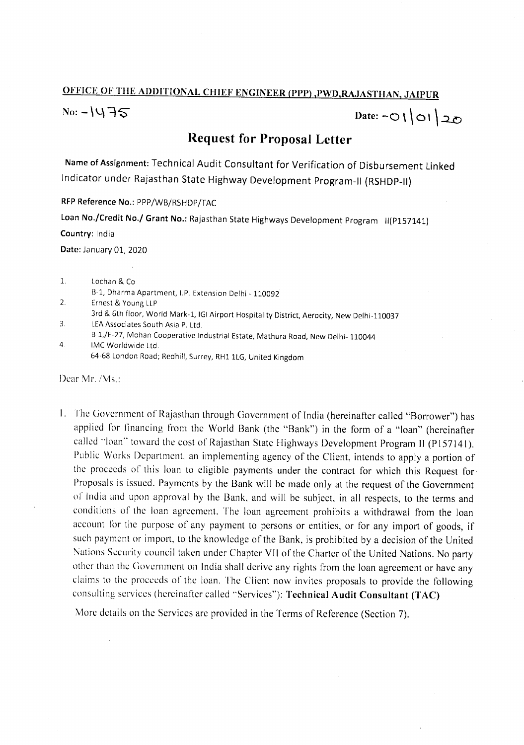**OFFICE OF THE ADDITIONAL CHIEF ENGINEER (PPP) ,PWD,RAJASTHAN, JAIPUR**

No: -1475

Date: -01|01|20

# Request for Proposal Letter

**Name of Assignment:** Technical Audit Consultant for Verification of Disbursement Linked Indicator under Rajasthan State Highway Development Program-II (RSHDP-II)

**RFP Reference No.:** PPP/WB/RSHDP/TAC

**Loan No./Credit No./ Grant No.:** Rajasthan State Highways Development Program II(P157141)

**Country:** India

**Date:** January 01, 2020

1. Lochan & Co
   B-1, Dharma Apartment, I.P. Extension Delhi - 110092
2. Ernest & Young LLP
   3rd & 6th floor, World Mark-1, IGI Airport Hospitality District, Aerocity, New Delhi-110037
3. LEA Associates South Asia P. Ltd.
   B-1,/E-27, Mohan Cooperative Industrial Estate, Mathura Road, New Delhi- 110044
4. IMC Worldwide Ltd.
   64-68 London Road; Redhill, Surrey, RH1 1LG, United Kingdom

Dear Mr. /Ms.:

1. The Government of Rajasthan through Government of India (hereinafter called "Borrower") has applied for financing from the World Bank (the "Bank") in the form of a "loan" (hereinafter called "loan" toward the cost of Rajasthan State Highways Development Program II (P157141). Public Works Department, an implementing agency of the Client, intends to apply a portion of the proceeds of this loan to eligible payments under the contract for which this Request for Proposals is issued. Payments by the Bank will be made only at the request of the Government of India and upon approval by the Bank, and will be subject, in all respects, to the terms and conditions of the loan agreement. The loan agreement prohibits a withdrawal from the loan account for the purpose of any payment to persons or entities, or for any import of goods, if such payment or import, to the knowledge of the Bank, is prohibited by a decision of the United Nations Security council taken under Chapter VII of the Charter of the United Nations. No party other than the Government on India shall derive any rights from the loan agreement or have any claims to the proceeds of the loan. The Client now invites proposals to provide the following consulting services (hereinafter called "Services"): **Technical Audit Consultant (TAC)**

   More details on the Services are provided in the Terms of Reference (Section 7).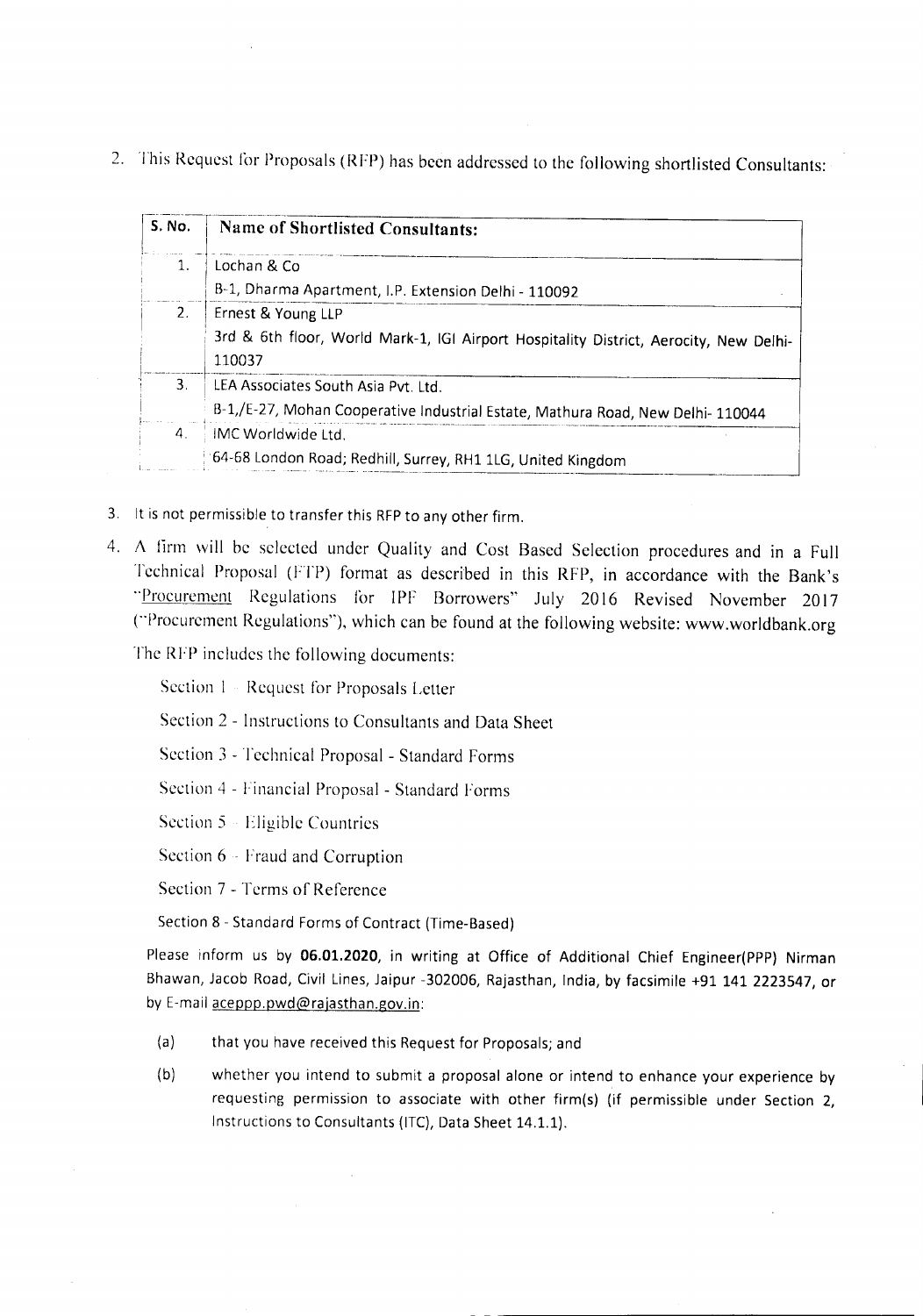2. This Request for Proposals (RFP) has been addressed to the following shortlisted Consultants:

| S. No. | Name of Shortlisted Consultants: |
|---|---|
| 1. | Lochan & Co<br>B-1, Dharma Apartment, I.P. Extension Delhi - 110092 |
| 2. | Ernest & Young LLP<br>3rd & 6th floor, World Mark-1, IGI Airport Hospitality District, Aerocity, New Delhi-110037 |
| 3. | LEA Associates South Asia Pvt. Ltd.<br>B-1,/E-27, Mohan Cooperative Industrial Estate, Mathura Road, New Delhi- 110044 |
| 4. | IMC Worldwide Ltd.<br>64-68 London Road; Redhill, Surrey, RH1 1LG, United Kingdom |

3. It is not permissible to transfer this RFP to any other firm.

4. A firm will be selected under Quality and Cost Based Selection procedures and in a Full Technical Proposal (FTP) format as described in this RFP, in accordance with the Bank's "Procurement Regulations for IPF Borrowers" July 2016 Revised November 2017 ("Procurement Regulations"), which can be found at the following website: www.worldbank.org

   The RFP includes the following documents:

   Section 1 - Request for Proposals Letter

   Section 2 - Instructions to Consultants and Data Sheet

   Section 3 - Technical Proposal - Standard Forms

   Section 4 - Financial Proposal - Standard Forms

   Section 5 - Eligible Countries

   Section 6 - Fraud and Corruption

   Section 7 - Terms of Reference

   Section 8 - Standard Forms of Contract (Time-Based)

   Please inform us by **06.01.2020**, in writing at Office of Additional Chief Engineer(PPP) Nirman Bhawan, Jacob Road, Civil Lines, Jaipur -302006, Rajasthan, India, by facsimile +91 141 2223547, or by E-mail aceppp.pwd@rajasthan.gov.in:

   (a) that you have received this Request for Proposals; and

   (b) whether you intend to submit a proposal alone or intend to enhance your experience by requesting permission to associate with other firm(s) (if permissible under Section 2, Instructions to Consultants (ITC), Data Sheet 14.1.1).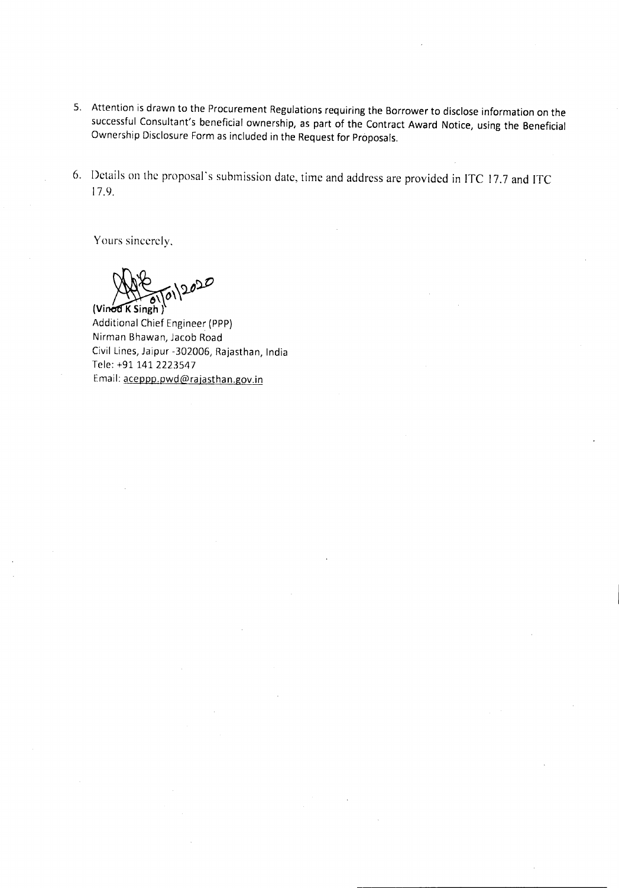5. Attention is drawn to the Procurement Regulations requiring the Borrower to disclose information on the successful Consultant's beneficial ownership, as part of the Contract Award Notice, using the Beneficial Ownership Disclosure Form as included in the Request for Proposals.

6. Details on the proposal's submission date, time and address are provided in ITC 17.7 and ITC 17.9.

Yours sincerely,

01/01/2020

**(Vinod K Singh)**
Additional Chief Engineer (PPP)
Nirman Bhawan, Jacob Road
Civil Lines, Jaipur -302006, Rajasthan, India
Tele: +91 141 2223547
Email: aceppp.pwd@rajasthan.gov.in